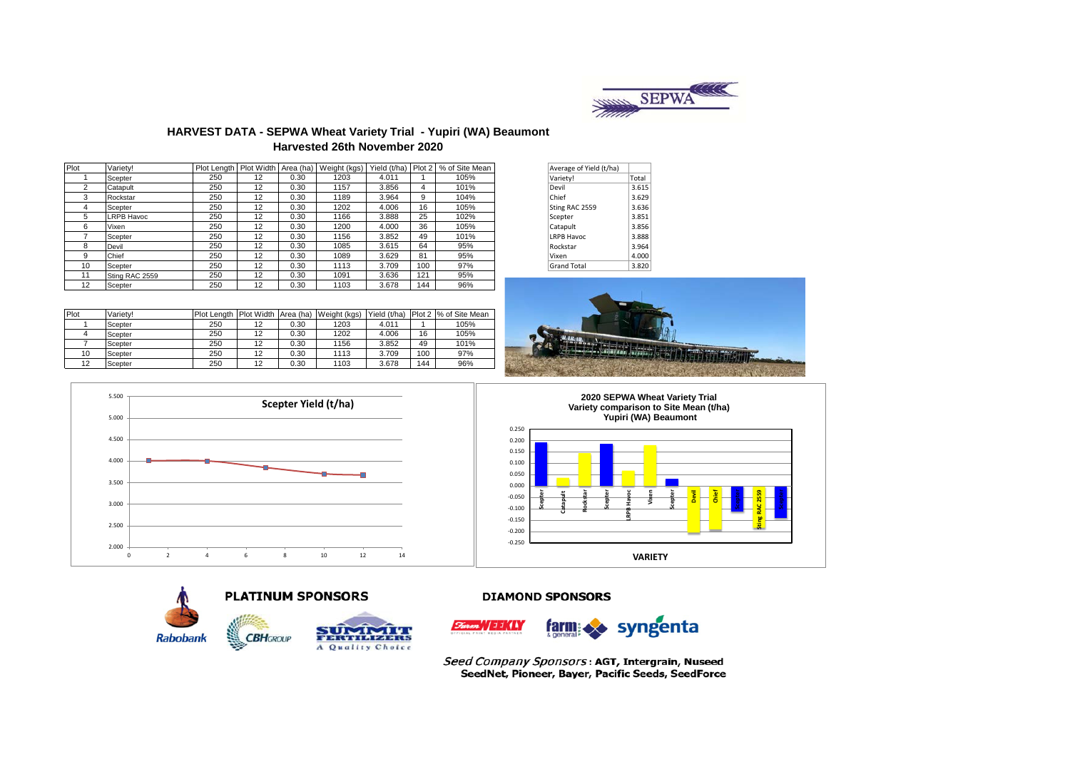# HARVEST DATA - SEPWA Wheat Variety Trial - Yupiri (WA) Beaumont

## Harvested 26th November 2020

| Plot | Variety! | Plot Length | Plot Width | Area (ha) | Weight (kgs) | Yield (t/ha) | Plot 2 | % of Site Mean |
|---|---|---|---|---|---|---|---|---|
| 1 | Scepter | 250 | 12 | 0.30 | 1203 | 4.011 | 1 | 105% |
| 2 | Catapult | 250 | 12 | 0.30 | 1157 | 3.856 | 4 | 101% |
| 3 | Rockstar | 250 | 12 | 0.30 | 1189 | 3.964 | 9 | 104% |
| 4 | Scepter | 250 | 12 | 0.30 | 1202 | 4.006 | 16 | 105% |
| 5 | LRPB Havoc | 250 | 12 | 0.30 | 1166 | 3.888 | 25 | 102% |
| 6 | Vixen | 250 | 12 | 0.30 | 1200 | 4.000 | 36 | 105% |
| 7 | Scepter | 250 | 12 | 0.30 | 1156 | 3.852 | 49 | 101% |
| 8 | Devil | 250 | 12 | 0.30 | 1085 | 3.615 | 64 | 95% |
| 9 | Chief | 250 | 12 | 0.30 | 1089 | 3.629 | 81 | 95% |
| 10 | Scepter | 250 | 12 | 0.30 | 1113 | 3.709 | 100 | 97% |
| 11 | Sting RAC 2559 | 250 | 12 | 0.30 | 1091 | 3.636 | 121 | 95% |
| 12 | Scepter | 250 | 12 | 0.30 | 1103 | 3.678 | 144 | 96% |

| Average of Yield (t/ha) | |
|---|---|
| Variety! | Total |
| Devil | 3.615 |
| Chief | 3.629 |
| Sting RAC 2559 | 3.636 |
| Scepter | 3.851 |
| Catapult | 3.856 |
| LRPB Havoc | 3.888 |
| Rockstar | 3.964 |
| Vixen | 4.000 |
| Grand Total | 3.820 |

| Plot | Variety! | Plot Length | Plot Width | Area (ha) | Weight (kgs) | Yield (t/ha) | Plot 2 | % of Site Mean |
|---|---|---|---|---|---|---|---|---|
| 1 | Scepter | 250 | 12 | 0.30 | 1203 | 4.011 | 1 | 105% |
| 4 | Scepter | 250 | 12 | 0.30 | 1202 | 4.006 | 16 | 105% |
| 7 | Scepter | 250 | 12 | 0.30 | 1156 | 3.852 | 49 | 101% |
| 10 | Scepter | 250 | 12 | 0.30 | 1113 | 3.709 | 100 | 97% |
| 12 | Scepter | 250 | 12 | 0.30 | 1103 | 3.678 | 144 | 96% |

Scepter Yield (t/ha)

2020 SEPWA Wheat Variety Trial
Variety comparison to Site Mean (t/ha)
Yupiri (WA) Beaumont

**PLATINUM SPONSORS**

Rabobank, CBH Group, Summit Fertilizers – A Quality Choice

**DIAMOND SPONSORS**

Farm Weekly, farm & general, syngenta

*Seed Company Sponsors*: **AGT, Intergrain, Nuseed SeedNet, Pioneer, Bayer, Pacific Seeds, SeedForce**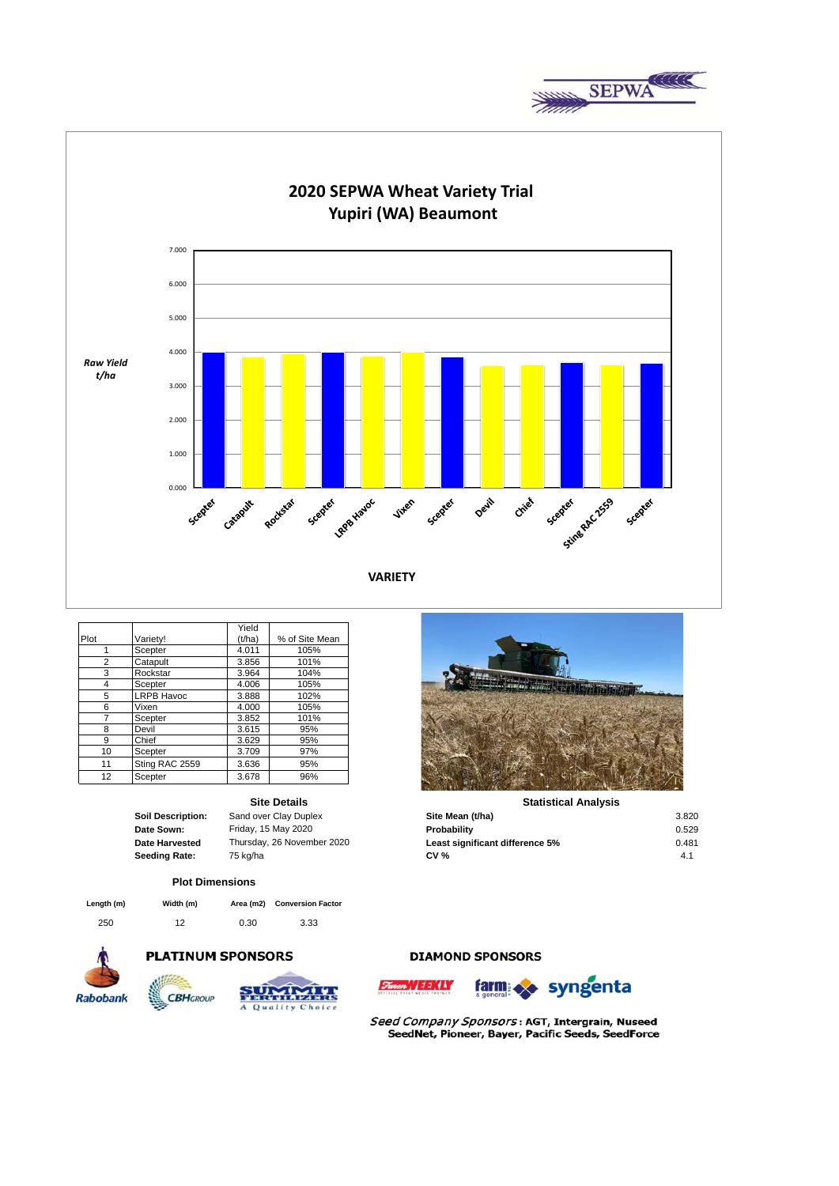# 2020 SEPWA Wheat Variety Trial
## Yupiri (WA) Beaumont

| Plot | Variety! | Yield (t/ha) | % of Site Mean |
|---|---|---|---|
| 1 | Scepter | 4.011 | 105% |
| 2 | Catapult | 3.856 | 101% |
| 3 | Rockstar | 3.964 | 104% |
| 4 | Scepter | 4.006 | 105% |
| 5 | LRPB Havoc | 3.888 | 102% |
| 6 | Vixen | 4.000 | 105% |
| 7 | Scepter | 3.852 | 101% |
| 8 | Devil | 3.615 | 95% |
| 9 | Chief | 3.629 | 95% |
| 10 | Scepter | 3.709 | 97% |
| 11 | Sting RAC 2559 | 3.636 | 95% |
| 12 | Scepter | 3.678 | 96% |

### Site Details

| | |
|---|---|
| **Soil Description:** | Sand over Clay Duplex |
| **Date Sown:** | Friday, 15 May 2020 |
| **Date Harvested** | Thursday, 26 November 2020 |
| **Seeding Rate:** | 75 kg/ha |

### Statistical Analysis

| | |
|---|---|
| **Site Mean (t/ha)** | 3.820 |
| **Probability** | 0.529 |
| **Least significant difference 5%** | 0.481 |
| **CV %** | 4.1 |

### Plot Dimensions

| Length (m) | Width (m) | Area (m2) | Conversion Factor |
|---|---|---|---|
| 250 | 12 | 0.30 | 3.33 |

**PLATINUM SPONSORS**

Rabobank, CBH Group, Summit Fertilizers

**DIAMOND SPONSORS**

Farm Weekly, farm & general, syngenta

*Seed Company Sponsors* : AGT, Intergrain, Nuseed SeedNet, Pioneer, Bayer, Pacific Seeds, SeedForce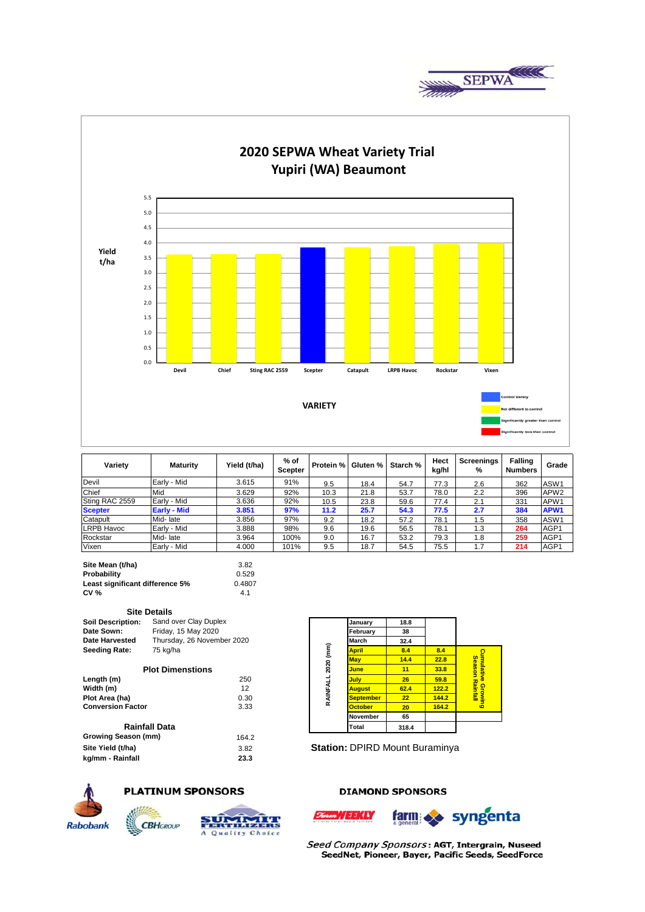SEPWA

# 2020 SEPWA Wheat Variety Trial
## Yupiri (WA) Beaumont

Yield t/ha

5.5
5.0
4.5
4.0
3.5
3.0
2.5
2.0
1.5
1.0
0.5
0.0

Devil
Chief
Sting RAC 2559
Scepter
Catapult
LRPB Havoc
Rockstar
Vixen

VARIETY

Control Variety
Not different to control
Significantly greater than control
Significantly less than control

| Variety | Maturity | Yield (t/ha) | % of Scepter | Protein % | Gluten % | Starch % | Hect kg/hl | Screenings % | Falling Numbers | Grade |
|---|---|---|---|---|---|---|---|---|---|---|
| Devil | Early - Mid | 3.615 | 91% | 9.5 | 18.4 | 54.7 | 77.3 | 2.6 | 362 | ASW1 |
| Chief | Mid | 3.629 | 92% | 10.3 | 21.8 | 53.7 | 78.0 | 2.2 | 396 | APW2 |
| Sting RAC 2559 | Early - Mid | 3.636 | 92% | 10.5 | 23.8 | 59.6 | 77.4 | 2.1 | 331 | APW1 |
| **Scepter** | **Early - Mid** | **3.851** | **97%** | **11.2** | **25.7** | **54.3** | **77.5** | **2.7** | **384** | **APW1** |
| Catapult | Mid- late | 3.856 | 97% | 9.2 | 18.2 | 57.2 | 78.1 | 1.5 | 358 | ASW1 |
| LRPB Havoc | Early - Mid | 3.888 | 98% | 9.6 | 19.6 | 56.5 | 78.1 | 1.3 | **264** | AGP1 |
| Rockstar | Mid- late | 3.964 | 100% | 9.0 | 16.7 | 53.2 | 79.3 | 1.8 | **259** | AGP1 |
| Vixen | Early - Mid | 4.000 | 101% | 9.5 | 18.7 | 54.5 | 75.5 | 1.7 | **214** | AGP1 |

| | |
|---|---|
| **Site Mean (t/ha)** | 3.82 |
| **Probability** | 0.529 |
| **Least significant difference 5%** | 0.4807 |
| **CV %** | 4.1 |

### Site Details

| | |
|---|---|
| **Soil Description:** | Sand over Clay Duplex |
| **Date Sown:** | Friday, 15 May 2020 |
| **Date Harvested** | Thursday, 26 November 2020 |
| **Seeding Rate:** | 75 kg/ha |

### Plot Dimensions

| | |
|---|---|
| **Length (m)** | 250 |
| **Width (m)** | 12 |
| **Plot Area (ha)** | 0.30 |
| **Conversion Factor** | 3.33 |

### Rainfall Data

| | |
|---|---|
| **Growing Season (mm)** | 164.2 |
| **Site Yield (t/ha)** | 3.82 |
| **kg/mm - Rainfall** | 23.3 |

RAINFALL 2020 (mm)

| Month | Rainfall | Cumulative Growing Season Rainfall |
|---|---|---|
| January | 18.8 | |
| February | 38 | |
| March | 32.4 | |
| April | 8.4 | 8.4 |
| May | 14.4 | 22.8 |
| June | 11 | 33.8 |
| July | 26 | 59.8 |
| August | 62.4 | 122.2 |
| September | 22 | 144.2 |
| October | 20 | 164.2 |
| November | 65 | |
| Total | 318.4 | |

**Station:** DPIRD Mount Buraminya

**PLATINUM SPONSORS**

Rabobank, CBH Group, Summit Fertilizers – A Quality Choice

**DIAMOND SPONSORS**

Farm Weekly, farm & general, syngenta

*Seed Company Sponsors*: **AGT, Intergrain, Nuseed SeedNet, Pioneer, Bayer, Pacific Seeds, SeedForce**